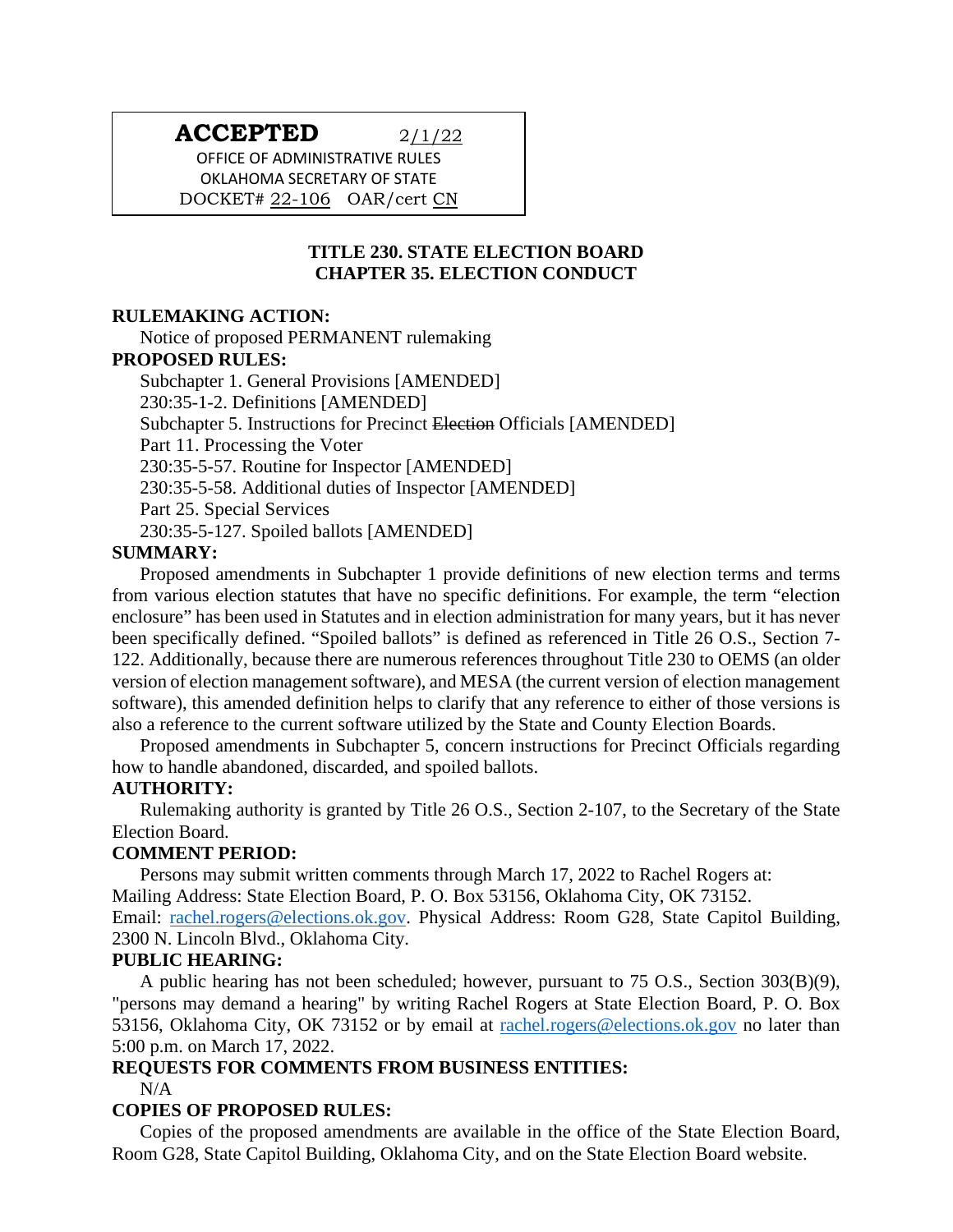**ACCEPTED** 2/1/22
OFFICE OF ADMINISTRATIVE RULES
OKLAHOMA SECRETARY OF STATE
DOCKET# 22-106 OAR/cert CN

**TITLE 230. STATE ELECTION BOARD**
**CHAPTER 35. ELECTION CONDUCT**

**RULEMAKING ACTION:**

Notice of proposed PERMANENT rulemaking

**PROPOSED RULES:**

Subchapter 1. General Provisions [AMENDED]
230:35-1-2. Definitions [AMENDED]
Subchapter 5. Instructions for Precinct ~~Election~~ Officials [AMENDED]
Part 11. Processing the Voter
230:35-5-57. Routine for Inspector [AMENDED]
230:35-5-58. Additional duties of Inspector [AMENDED]
Part 25. Special Services
230:35-5-127. Spoiled ballots [AMENDED]

**SUMMARY:**

Proposed amendments in Subchapter 1 provide definitions of new election terms and terms from various election statutes that have no specific definitions. For example, the term "election enclosure" has been used in Statutes and in election administration for many years, but it has never been specifically defined. "Spoiled ballots" is defined as referenced in Title 26 O.S., Section 7-122. Additionally, because there are numerous references throughout Title 230 to OEMS (an older version of election management software), and MESA (the current version of election management software), this amended definition helps to clarify that any reference to either of those versions is also a reference to the current software utilized by the State and County Election Boards.

Proposed amendments in Subchapter 5, concern instructions for Precinct Officials regarding how to handle abandoned, discarded, and spoiled ballots.

**AUTHORITY:**

Rulemaking authority is granted by Title 26 O.S., Section 2-107, to the Secretary of the State Election Board.

**COMMENT PERIOD:**

Persons may submit written comments through March 17, 2022 to Rachel Rogers at:
Mailing Address: State Election Board, P. O. Box 53156, Oklahoma City, OK 73152.
Email: rachel.rogers@elections.ok.gov. Physical Address: Room G28, State Capitol Building, 2300 N. Lincoln Blvd., Oklahoma City.

**PUBLIC HEARING:**

A public hearing has not been scheduled; however, pursuant to 75 O.S., Section 303(B)(9), "persons may demand a hearing" by writing Rachel Rogers at State Election Board, P. O. Box 53156, Oklahoma City, OK 73152 or by email at rachel.rogers@elections.ok.gov no later than 5:00 p.m. on March 17, 2022.

**REQUESTS FOR COMMENTS FROM BUSINESS ENTITIES:**

N/A

**COPIES OF PROPOSED RULES:**

Copies of the proposed amendments are available in the office of the State Election Board, Room G28, State Capitol Building, Oklahoma City, and on the State Election Board website.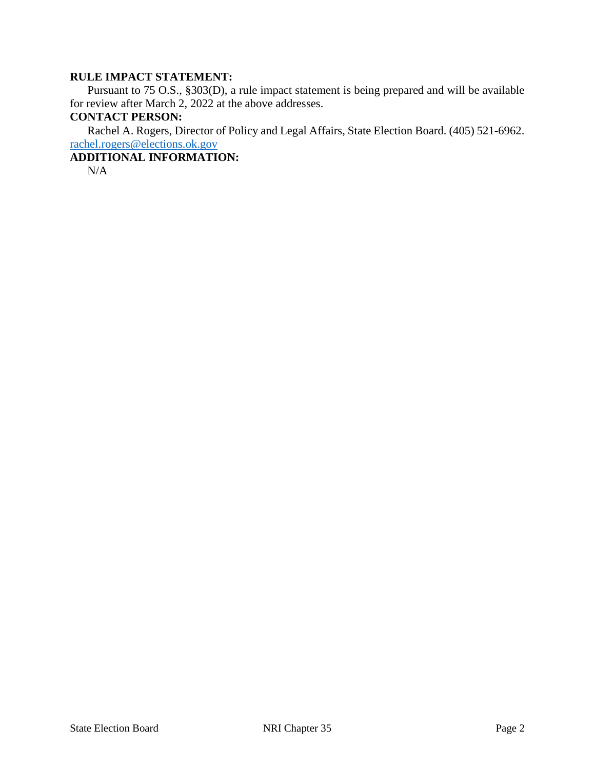**RULE IMPACT STATEMENT:**

Pursuant to 75 O.S., §303(D), a rule impact statement is being prepared and will be available for review after March 2, 2022 at the above addresses.

**CONTACT PERSON:**

Rachel A. Rogers, Director of Policy and Legal Affairs, State Election Board. (405) 521-6962. rachel.rogers@elections.ok.gov

**ADDITIONAL INFORMATION:**

N/A